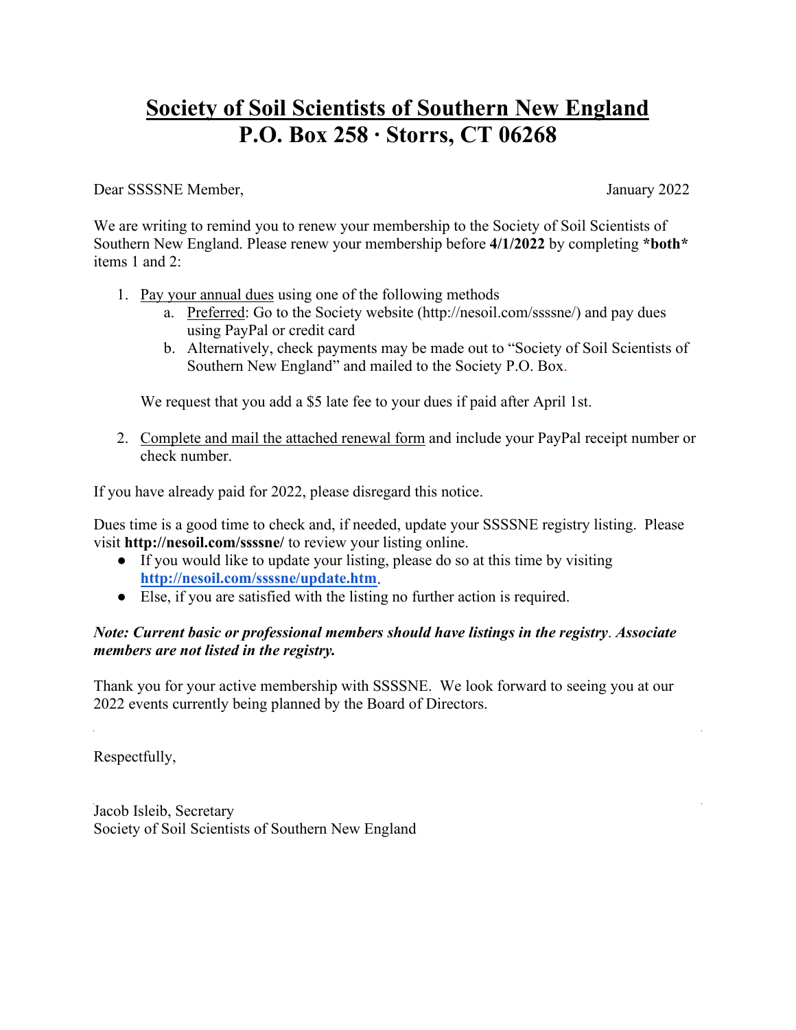# Society of Soil Scientists of Southern New England
## P.O. Box 258 · Storrs, CT 06268

Dear SSSSNE Member, January 2022

We are writing to remind you to renew your membership to the Society of Soil Scientists of Southern New England. Please renew your membership before **4/1/2022** by completing ***both*** items 1 and 2:

1. Pay your annual dues using one of the following methods
   a. Preferred: Go to the Society website (http://nesoil.com/ssssne/) and pay dues using PayPal or credit card
   b. Alternatively, check payments may be made out to "Society of Soil Scientists of Southern New England" and mailed to the Society P.O. Box.

   We request that you add a $5 late fee to your dues if paid after April 1st.

2. Complete and mail the attached renewal form and include your PayPal receipt number or check number.

If you have already paid for 2022, please disregard this notice.

Dues time is a good time to check and, if needed, update your SSSSNE registry listing. Please visit **http://nesoil.com/ssssne/** to review your listing online.

- If you would like to update your listing, please do so at this time by visiting **http://nesoil.com/ssssne/update.htm**.
- Else, if you are satisfied with the listing no further action is required.

***Note: Current basic or professional members should have listings in the registry. Associate members are not listed in the registry.***

Thank you for your active membership with SSSSNE. We look forward to seeing you at our 2022 events currently being planned by the Board of Directors.

Respectfully,

Jacob Isleib, Secretary
Society of Soil Scientists of Southern New England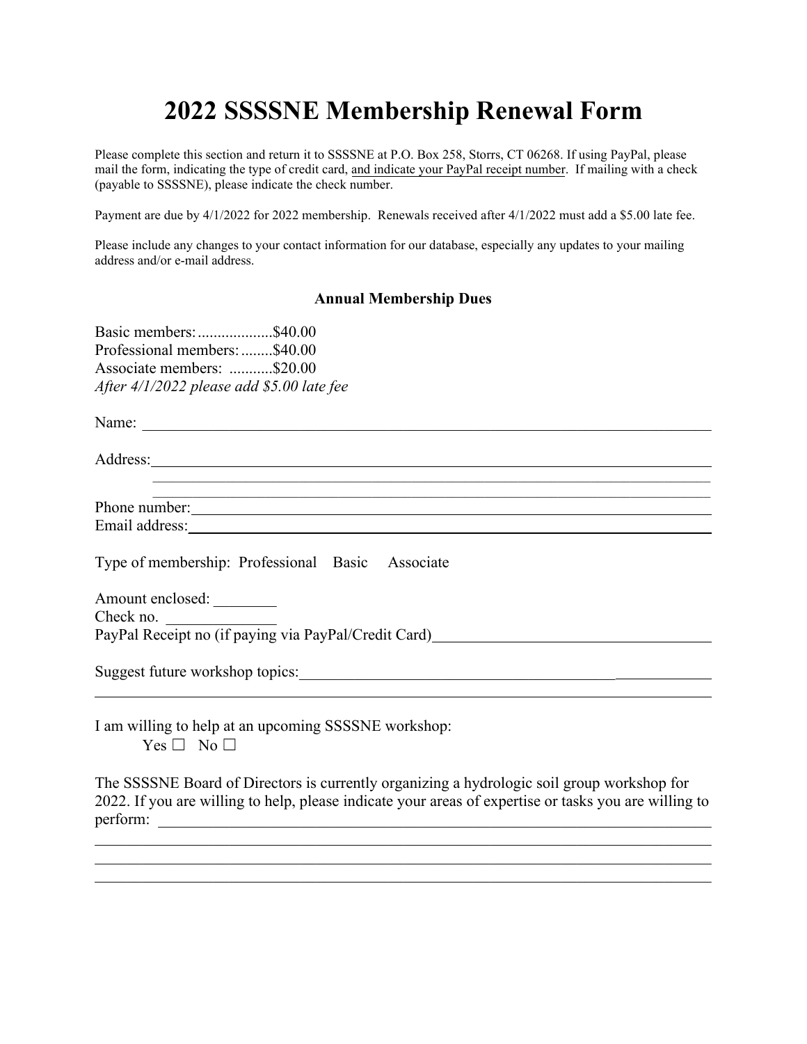# 2022 SSSSNE Membership Renewal Form

Please complete this section and return it to SSSSNE at P.O. Box 258, Storrs, CT 06268. If using PayPal, please mail the form, indicating the type of credit card, and indicate your PayPal receipt number. If mailing with a check (payable to SSSSNE), please indicate the check number.

Payment are due by 4/1/2022 for 2022 membership. Renewals received after 4/1/2022 must add a $5.00 late fee.

Please include any changes to your contact information for our database, especially any updates to your mailing address and/or e-mail address.

### Annual Membership Dues

Basic members:...................$40.00
Professional members:........$40.00
Associate members: ...........$20.00
*After 4/1/2022 please add $5.00 late fee*

Name: ____________________________________________________________

Address:___________________________________________________________
____________________________________________________________
____________________________________________________________

Phone number:______________________________________________________
Email address:______________________________________________________

Type of membership: Professional Basic Associate

Amount enclosed: ________
Check no. ______________
PayPal Receipt no (if paying via PayPal/Credit Card)___________________________

Suggest future workshop topics:________________________________________
____________________________________________________________

I am willing to help at an upcoming SSSSNE workshop:
Yes ☐ No ☐

The SSSSNE Board of Directors is currently organizing a hydrologic soil group workshop for 2022. If you are willing to help, please indicate your areas of expertise or tasks you are willing to perform: ____________________________________________________________
____________________________________________________________
____________________________________________________________
____________________________________________________________